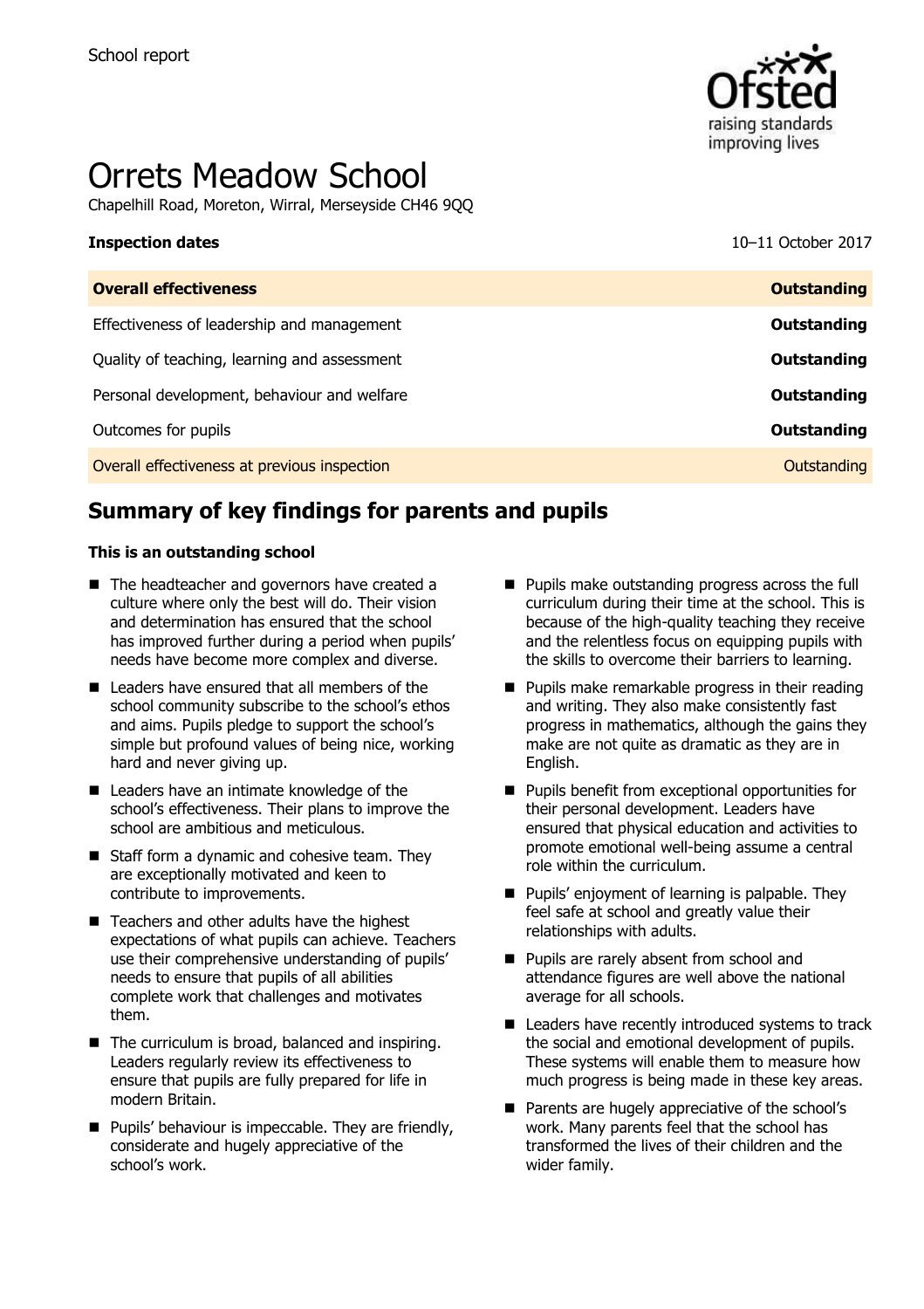School report

# Orrets Meadow School

Chapelhill Road, Moreton, Wirral, Merseyside CH46 9QQ

**Inspection dates** 10–11 October 2017

| **Overall effectiveness** | **Outstanding** |
|---|---|
| Effectiveness of leadership and management | **Outstanding** |
| Quality of teaching, learning and assessment | **Outstanding** |
| Personal development, behaviour and welfare | **Outstanding** |
| Outcomes for pupils | **Outstanding** |
| Overall effectiveness at previous inspection | Outstanding |

## Summary of key findings for parents and pupils

**This is an outstanding school**

- The headteacher and governors have created a culture where only the best will do. Their vision and determination has ensured that the school has improved further during a period when pupils' needs have become more complex and diverse.
- Leaders have ensured that all members of the school community subscribe to the school's ethos and aims. Pupils pledge to support the school's simple but profound values of being nice, working hard and never giving up.
- Leaders have an intimate knowledge of the school's effectiveness. Their plans to improve the school are ambitious and meticulous.
- Staff form a dynamic and cohesive team. They are exceptionally motivated and keen to contribute to improvements.
- Teachers and other adults have the highest expectations of what pupils can achieve. Teachers use their comprehensive understanding of pupils' needs to ensure that pupils of all abilities complete work that challenges and motivates them.
- The curriculum is broad, balanced and inspiring. Leaders regularly review its effectiveness to ensure that pupils are fully prepared for life in modern Britain.
- Pupils' behaviour is impeccable. They are friendly, considerate and hugely appreciative of the school's work.
- Pupils make outstanding progress across the full curriculum during their time at the school. This is because of the high-quality teaching they receive and the relentless focus on equipping pupils with the skills to overcome their barriers to learning.
- Pupils make remarkable progress in their reading and writing. They also make consistently fast progress in mathematics, although the gains they make are not quite as dramatic as they are in English.
- Pupils benefit from exceptional opportunities for their personal development. Leaders have ensured that physical education and activities to promote emotional well-being assume a central role within the curriculum.
- Pupils' enjoyment of learning is palpable. They feel safe at school and greatly value their relationships with adults.
- Pupils are rarely absent from school and attendance figures are well above the national average for all schools.
- Leaders have recently introduced systems to track the social and emotional development of pupils. These systems will enable them to measure how much progress is being made in these key areas.
- Parents are hugely appreciative of the school's work. Many parents feel that the school has transformed the lives of their children and the wider family.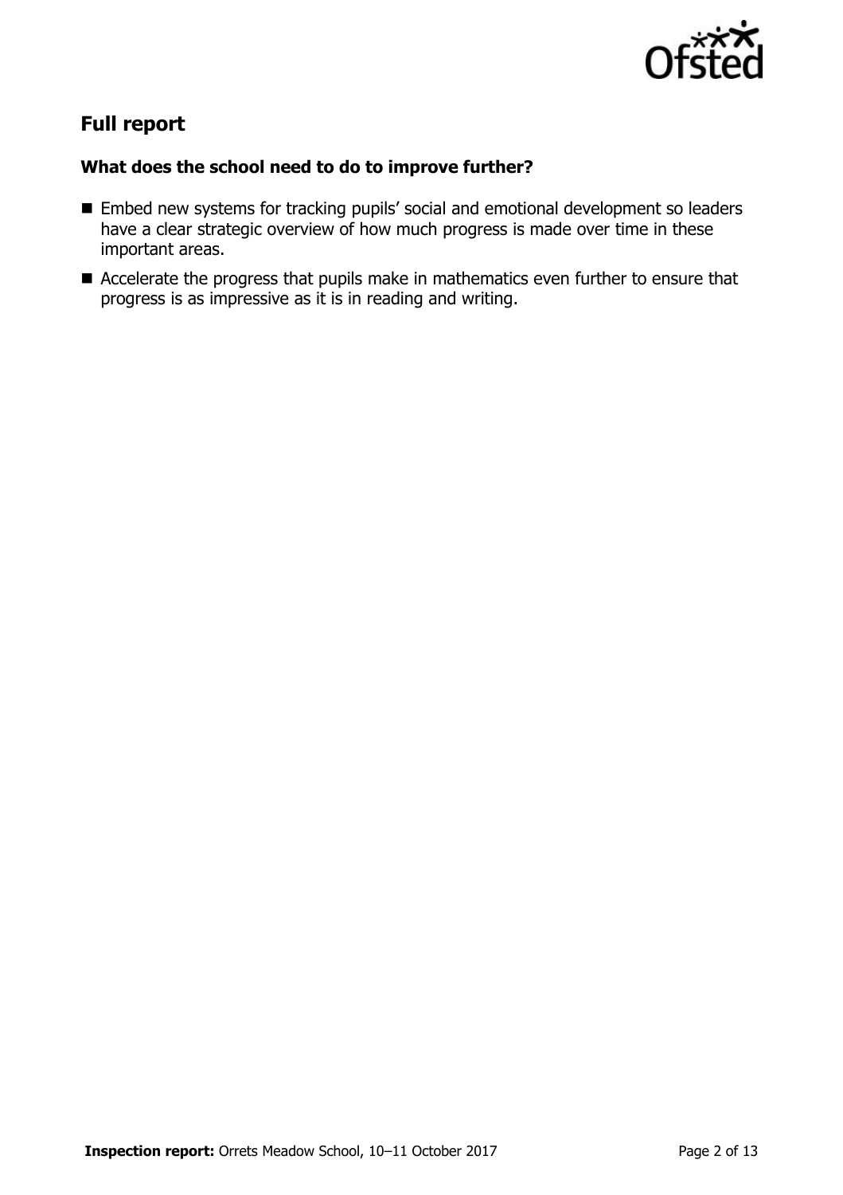## Full report

### What does the school need to do to improve further?

- Embed new systems for tracking pupils' social and emotional development so leaders have a clear strategic overview of how much progress is made over time in these important areas.
- Accelerate the progress that pupils make in mathematics even further to ensure that progress is as impressive as it is in reading and writing.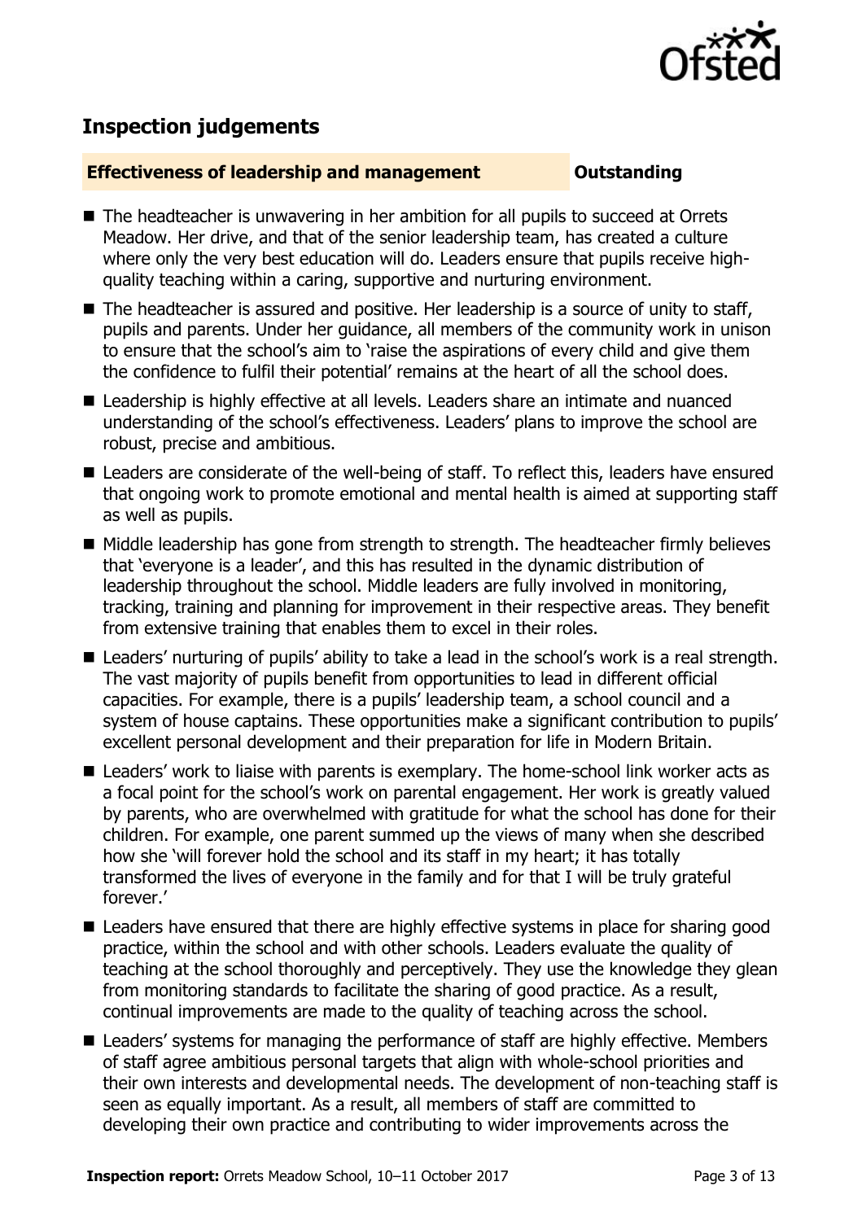## Inspection judgements

**Effectiveness of leadership and management** **Outstanding**

- The headteacher is unwavering in her ambition for all pupils to succeed at Orrets Meadow. Her drive, and that of the senior leadership team, has created a culture where only the very best education will do. Leaders ensure that pupils receive high-quality teaching within a caring, supportive and nurturing environment.
- The headteacher is assured and positive. Her leadership is a source of unity to staff, pupils and parents. Under her guidance, all members of the community work in unison to ensure that the school's aim to 'raise the aspirations of every child and give them the confidence to fulfil their potential' remains at the heart of all the school does.
- Leadership is highly effective at all levels. Leaders share an intimate and nuanced understanding of the school's effectiveness. Leaders' plans to improve the school are robust, precise and ambitious.
- Leaders are considerate of the well-being of staff. To reflect this, leaders have ensured that ongoing work to promote emotional and mental health is aimed at supporting staff as well as pupils.
- Middle leadership has gone from strength to strength. The headteacher firmly believes that 'everyone is a leader', and this has resulted in the dynamic distribution of leadership throughout the school. Middle leaders are fully involved in monitoring, tracking, training and planning for improvement in their respective areas. They benefit from extensive training that enables them to excel in their roles.
- Leaders' nurturing of pupils' ability to take a lead in the school's work is a real strength. The vast majority of pupils benefit from opportunities to lead in different official capacities. For example, there is a pupils' leadership team, a school council and a system of house captains. These opportunities make a significant contribution to pupils' excellent personal development and their preparation for life in Modern Britain.
- Leaders' work to liaise with parents is exemplary. The home-school link worker acts as a focal point for the school's work on parental engagement. Her work is greatly valued by parents, who are overwhelmed with gratitude for what the school has done for their children. For example, one parent summed up the views of many when she described how she 'will forever hold the school and its staff in my heart; it has totally transformed the lives of everyone in the family and for that I will be truly grateful forever.'
- Leaders have ensured that there are highly effective systems in place for sharing good practice, within the school and with other schools. Leaders evaluate the quality of teaching at the school thoroughly and perceptively. They use the knowledge they glean from monitoring standards to facilitate the sharing of good practice. As a result, continual improvements are made to the quality of teaching across the school.
- Leaders' systems for managing the performance of staff are highly effective. Members of staff agree ambitious personal targets that align with whole-school priorities and their own interests and developmental needs. The development of non-teaching staff is seen as equally important. As a result, all members of staff are committed to developing their own practice and contributing to wider improvements across the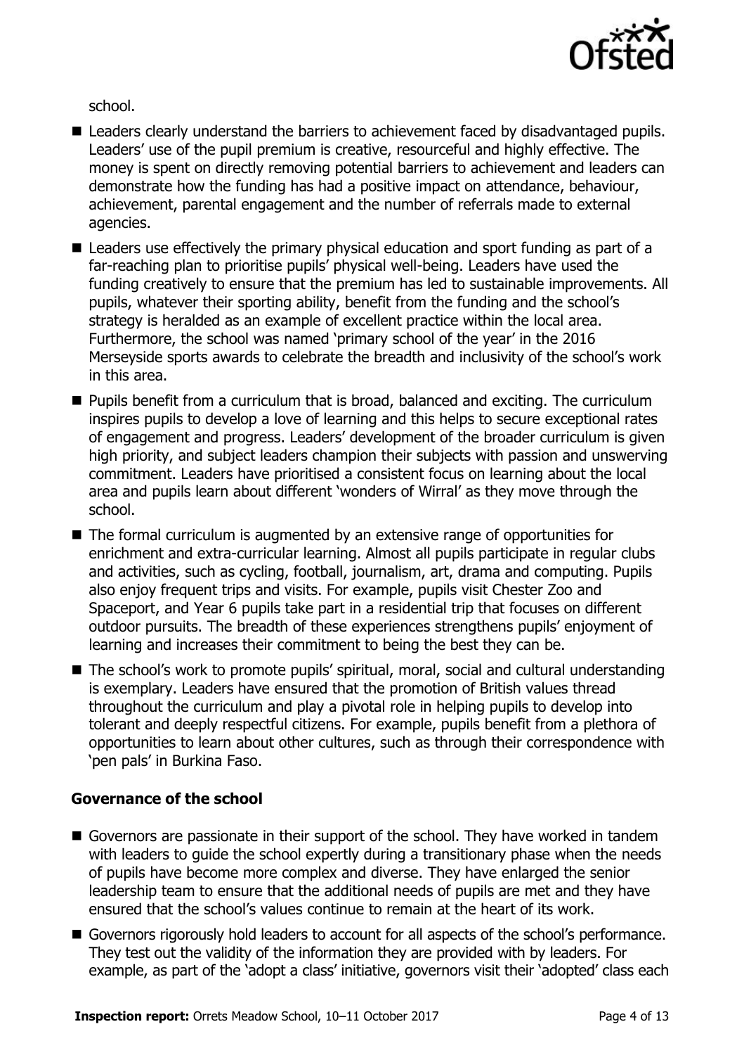school.

- Leaders clearly understand the barriers to achievement faced by disadvantaged pupils. Leaders' use of the pupil premium is creative, resourceful and highly effective. The money is spent on directly removing potential barriers to achievement and leaders can demonstrate how the funding has had a positive impact on attendance, behaviour, achievement, parental engagement and the number of referrals made to external agencies.
- Leaders use effectively the primary physical education and sport funding as part of a far-reaching plan to prioritise pupils' physical well-being. Leaders have used the funding creatively to ensure that the premium has led to sustainable improvements. All pupils, whatever their sporting ability, benefit from the funding and the school's strategy is heralded as an example of excellent practice within the local area. Furthermore, the school was named 'primary school of the year' in the 2016 Merseyside sports awards to celebrate the breadth and inclusivity of the school's work in this area.
- Pupils benefit from a curriculum that is broad, balanced and exciting. The curriculum inspires pupils to develop a love of learning and this helps to secure exceptional rates of engagement and progress. Leaders' development of the broader curriculum is given high priority, and subject leaders champion their subjects with passion and unswerving commitment. Leaders have prioritised a consistent focus on learning about the local area and pupils learn about different 'wonders of Wirral' as they move through the school.
- The formal curriculum is augmented by an extensive range of opportunities for enrichment and extra-curricular learning. Almost all pupils participate in regular clubs and activities, such as cycling, football, journalism, art, drama and computing. Pupils also enjoy frequent trips and visits. For example, pupils visit Chester Zoo and Spaceport, and Year 6 pupils take part in a residential trip that focuses on different outdoor pursuits. The breadth of these experiences strengthens pupils' enjoyment of learning and increases their commitment to being the best they can be.
- The school's work to promote pupils' spiritual, moral, social and cultural understanding is exemplary. Leaders have ensured that the promotion of British values thread throughout the curriculum and play a pivotal role in helping pupils to develop into tolerant and deeply respectful citizens. For example, pupils benefit from a plethora of opportunities to learn about other cultures, such as through their correspondence with 'pen pals' in Burkina Faso.

### Governance of the school

- Governors are passionate in their support of the school. They have worked in tandem with leaders to guide the school expertly during a transitionary phase when the needs of pupils have become more complex and diverse. They have enlarged the senior leadership team to ensure that the additional needs of pupils are met and they have ensured that the school's values continue to remain at the heart of its work.
- Governors rigorously hold leaders to account for all aspects of the school's performance. They test out the validity of the information they are provided with by leaders. For example, as part of the 'adopt a class' initiative, governors visit their 'adopted' class each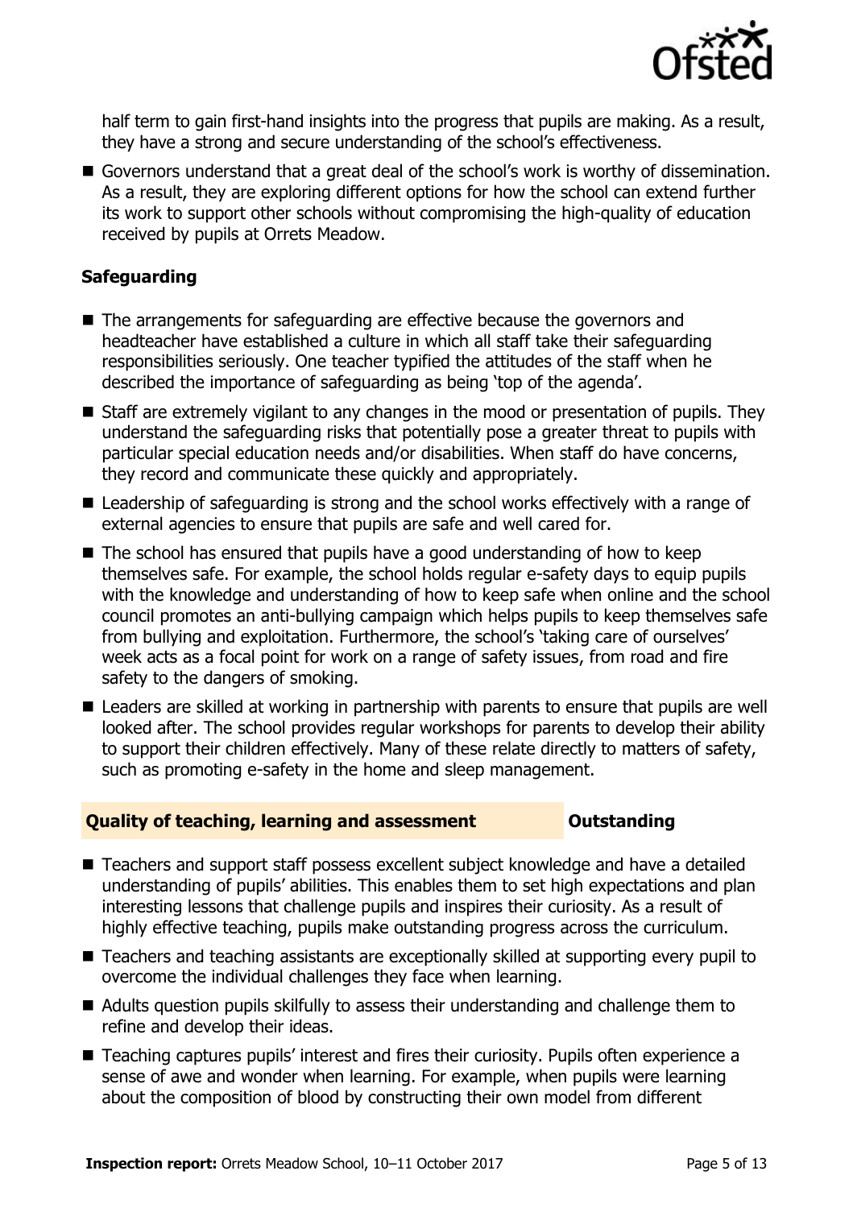half term to gain first-hand insights into the progress that pupils are making. As a result, they have a strong and secure understanding of the school's effectiveness.

- Governors understand that a great deal of the school's work is worthy of dissemination. As a result, they are exploring different options for how the school can extend further its work to support other schools without compromising the high-quality of education received by pupils at Orrets Meadow.

### Safeguarding

- The arrangements for safeguarding are effective because the governors and headteacher have established a culture in which all staff take their safeguarding responsibilities seriously. One teacher typified the attitudes of the staff when he described the importance of safeguarding as being 'top of the agenda'.
- Staff are extremely vigilant to any changes in the mood or presentation of pupils. They understand the safeguarding risks that potentially pose a greater threat to pupils with particular special education needs and/or disabilities. When staff do have concerns, they record and communicate these quickly and appropriately.
- Leadership of safeguarding is strong and the school works effectively with a range of external agencies to ensure that pupils are safe and well cared for.
- The school has ensured that pupils have a good understanding of how to keep themselves safe. For example, the school holds regular e-safety days to equip pupils with the knowledge and understanding of how to keep safe when online and the school council promotes an anti-bullying campaign which helps pupils to keep themselves safe from bullying and exploitation. Furthermore, the school's 'taking care of ourselves' week acts as a focal point for work on a range of safety issues, from road and fire safety to the dangers of smoking.
- Leaders are skilled at working in partnership with parents to ensure that pupils are well looked after. The school provides regular workshops for parents to develop their ability to support their children effectively. Many of these relate directly to matters of safety, such as promoting e-safety in the home and sleep management.

### Quality of teaching, learning and assessment — Outstanding

- Teachers and support staff possess excellent subject knowledge and have a detailed understanding of pupils' abilities. This enables them to set high expectations and plan interesting lessons that challenge pupils and inspires their curiosity. As a result of highly effective teaching, pupils make outstanding progress across the curriculum.
- Teachers and teaching assistants are exceptionally skilled at supporting every pupil to overcome the individual challenges they face when learning.
- Adults question pupils skilfully to assess their understanding and challenge them to refine and develop their ideas.
- Teaching captures pupils' interest and fires their curiosity. Pupils often experience a sense of awe and wonder when learning. For example, when pupils were learning about the composition of blood by constructing their own model from different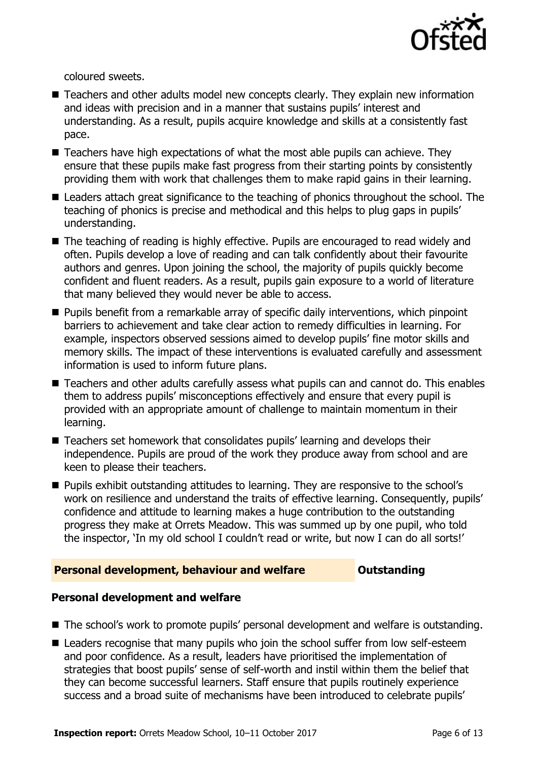coloured sweets.

- Teachers and other adults model new concepts clearly. They explain new information and ideas with precision and in a manner that sustains pupils' interest and understanding. As a result, pupils acquire knowledge and skills at a consistently fast pace.
- Teachers have high expectations of what the most able pupils can achieve. They ensure that these pupils make fast progress from their starting points by consistently providing them with work that challenges them to make rapid gains in their learning.
- Leaders attach great significance to the teaching of phonics throughout the school. The teaching of phonics is precise and methodical and this helps to plug gaps in pupils' understanding.
- The teaching of reading is highly effective. Pupils are encouraged to read widely and often. Pupils develop a love of reading and can talk confidently about their favourite authors and genres. Upon joining the school, the majority of pupils quickly become confident and fluent readers. As a result, pupils gain exposure to a world of literature that many believed they would never be able to access.
- Pupils benefit from a remarkable array of specific daily interventions, which pinpoint barriers to achievement and take clear action to remedy difficulties in learning. For example, inspectors observed sessions aimed to develop pupils' fine motor skills and memory skills. The impact of these interventions is evaluated carefully and assessment information is used to inform future plans.
- Teachers and other adults carefully assess what pupils can and cannot do. This enables them to address pupils' misconceptions effectively and ensure that every pupil is provided with an appropriate amount of challenge to maintain momentum in their learning.
- Teachers set homework that consolidates pupils' learning and develops their independence. Pupils are proud of the work they produce away from school and are keen to please their teachers.
- Pupils exhibit outstanding attitudes to learning. They are responsive to the school's work on resilience and understand the traits of effective learning. Consequently, pupils' confidence and attitude to learning makes a huge contribution to the outstanding progress they make at Orrets Meadow. This was summed up by one pupil, who told the inspector, 'In my old school I couldn't read or write, but now I can do all sorts!'

## Personal development, behaviour and welfare — Outstanding

### Personal development and welfare

- The school's work to promote pupils' personal development and welfare is outstanding.
- Leaders recognise that many pupils who join the school suffer from low self-esteem and poor confidence. As a result, leaders have prioritised the implementation of strategies that boost pupils' sense of self-worth and instil within them the belief that they can become successful learners. Staff ensure that pupils routinely experience success and a broad suite of mechanisms have been introduced to celebrate pupils'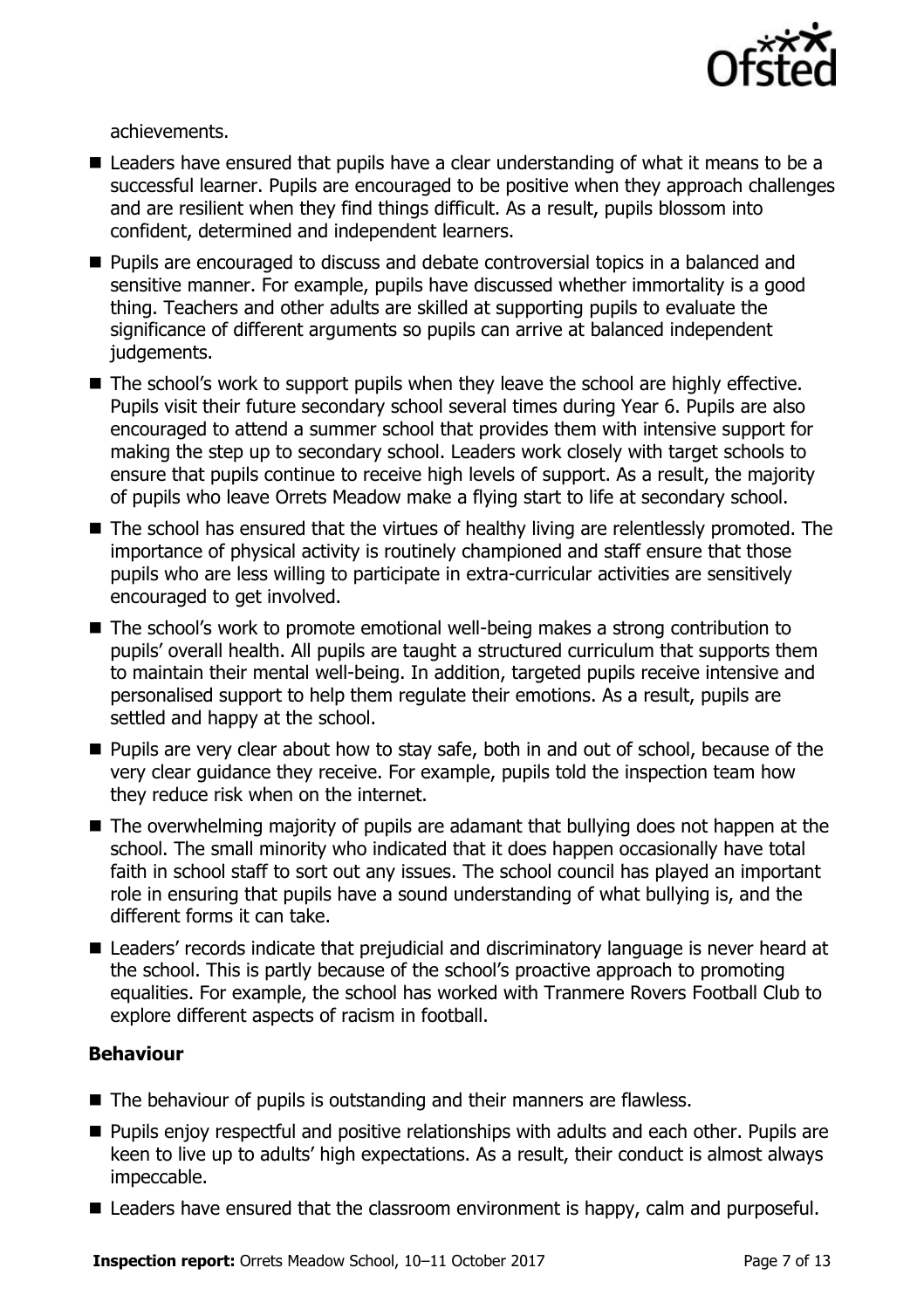achievements.

- Leaders have ensured that pupils have a clear understanding of what it means to be a successful learner. Pupils are encouraged to be positive when they approach challenges and are resilient when they find things difficult. As a result, pupils blossom into confident, determined and independent learners.
- Pupils are encouraged to discuss and debate controversial topics in a balanced and sensitive manner. For example, pupils have discussed whether immortality is a good thing. Teachers and other adults are skilled at supporting pupils to evaluate the significance of different arguments so pupils can arrive at balanced independent judgements.
- The school's work to support pupils when they leave the school are highly effective. Pupils visit their future secondary school several times during Year 6. Pupils are also encouraged to attend a summer school that provides them with intensive support for making the step up to secondary school. Leaders work closely with target schools to ensure that pupils continue to receive high levels of support. As a result, the majority of pupils who leave Orrets Meadow make a flying start to life at secondary school.
- The school has ensured that the virtues of healthy living are relentlessly promoted. The importance of physical activity is routinely championed and staff ensure that those pupils who are less willing to participate in extra-curricular activities are sensitively encouraged to get involved.
- The school's work to promote emotional well-being makes a strong contribution to pupils' overall health. All pupils are taught a structured curriculum that supports them to maintain their mental well-being. In addition, targeted pupils receive intensive and personalised support to help them regulate their emotions. As a result, pupils are settled and happy at the school.
- Pupils are very clear about how to stay safe, both in and out of school, because of the very clear guidance they receive. For example, pupils told the inspection team how they reduce risk when on the internet.
- The overwhelming majority of pupils are adamant that bullying does not happen at the school. The small minority who indicated that it does happen occasionally have total faith in school staff to sort out any issues. The school council has played an important role in ensuring that pupils have a sound understanding of what bullying is, and the different forms it can take.
- Leaders' records indicate that prejudicial and discriminatory language is never heard at the school. This is partly because of the school's proactive approach to promoting equalities. For example, the school has worked with Tranmere Rovers Football Club to explore different aspects of racism in football.

### Behaviour

- The behaviour of pupils is outstanding and their manners are flawless.
- Pupils enjoy respectful and positive relationships with adults and each other. Pupils are keen to live up to adults' high expectations. As a result, their conduct is almost always impeccable.
- Leaders have ensured that the classroom environment is happy, calm and purposeful.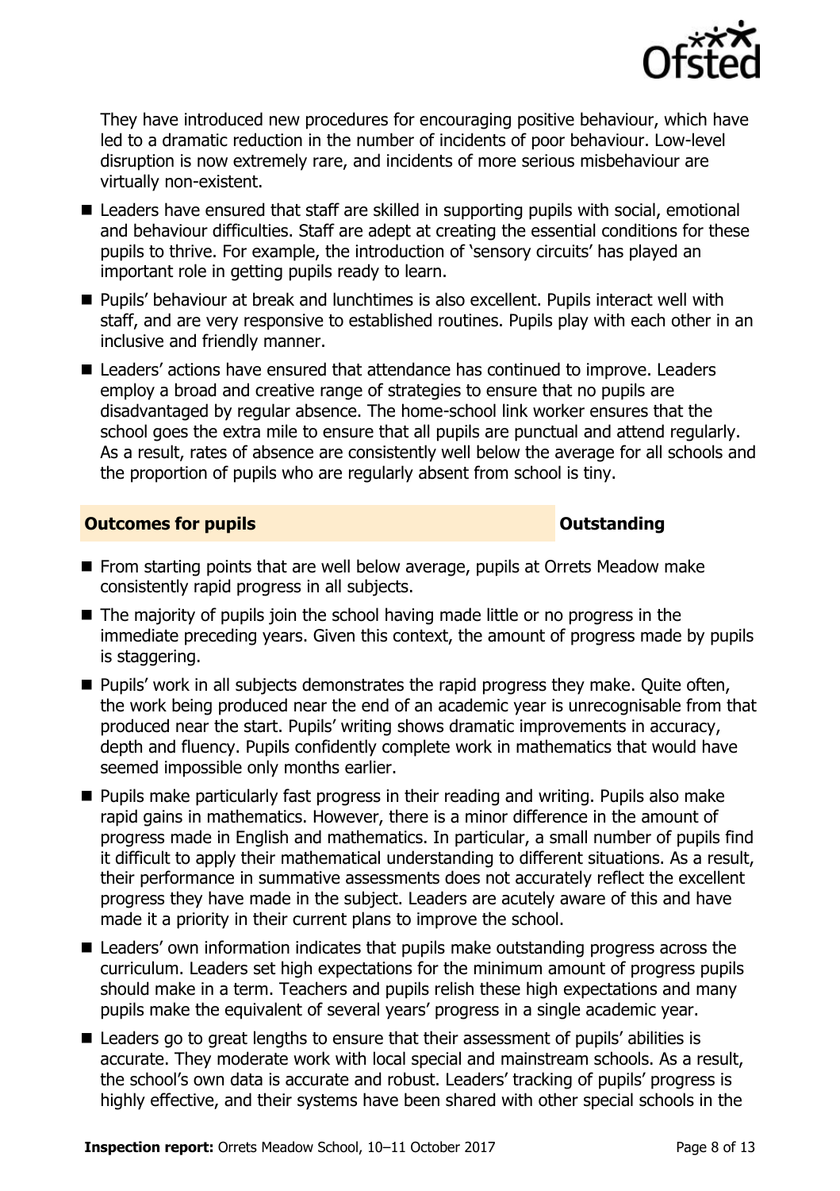They have introduced new procedures for encouraging positive behaviour, which have led to a dramatic reduction in the number of incidents of poor behaviour. Low-level disruption is now extremely rare, and incidents of more serious misbehaviour are virtually non-existent.

- Leaders have ensured that staff are skilled in supporting pupils with social, emotional and behaviour difficulties. Staff are adept at creating the essential conditions for these pupils to thrive. For example, the introduction of 'sensory circuits' has played an important role in getting pupils ready to learn.
- Pupils' behaviour at break and lunchtimes is also excellent. Pupils interact well with staff, and are very responsive to established routines. Pupils play with each other in an inclusive and friendly manner.
- Leaders' actions have ensured that attendance has continued to improve. Leaders employ a broad and creative range of strategies to ensure that no pupils are disadvantaged by regular absence. The home-school link worker ensures that the school goes the extra mile to ensure that all pupils are punctual and attend regularly. As a result, rates of absence are consistently well below the average for all schools and the proportion of pupils who are regularly absent from school is tiny.

## Outcomes for pupils — Outstanding

- From starting points that are well below average, pupils at Orrets Meadow make consistently rapid progress in all subjects.
- The majority of pupils join the school having made little or no progress in the immediate preceding years. Given this context, the amount of progress made by pupils is staggering.
- Pupils' work in all subjects demonstrates the rapid progress they make. Quite often, the work being produced near the end of an academic year is unrecognisable from that produced near the start. Pupils' writing shows dramatic improvements in accuracy, depth and fluency. Pupils confidently complete work in mathematics that would have seemed impossible only months earlier.
- Pupils make particularly fast progress in their reading and writing. Pupils also make rapid gains in mathematics. However, there is a minor difference in the amount of progress made in English and mathematics. In particular, a small number of pupils find it difficult to apply their mathematical understanding to different situations. As a result, their performance in summative assessments does not accurately reflect the excellent progress they have made in the subject. Leaders are acutely aware of this and have made it a priority in their current plans to improve the school.
- Leaders' own information indicates that pupils make outstanding progress across the curriculum. Leaders set high expectations for the minimum amount of progress pupils should make in a term. Teachers and pupils relish these high expectations and many pupils make the equivalent of several years' progress in a single academic year.
- Leaders go to great lengths to ensure that their assessment of pupils' abilities is accurate. They moderate work with local special and mainstream schools. As a result, the school's own data is accurate and robust. Leaders' tracking of pupils' progress is highly effective, and their systems have been shared with other special schools in the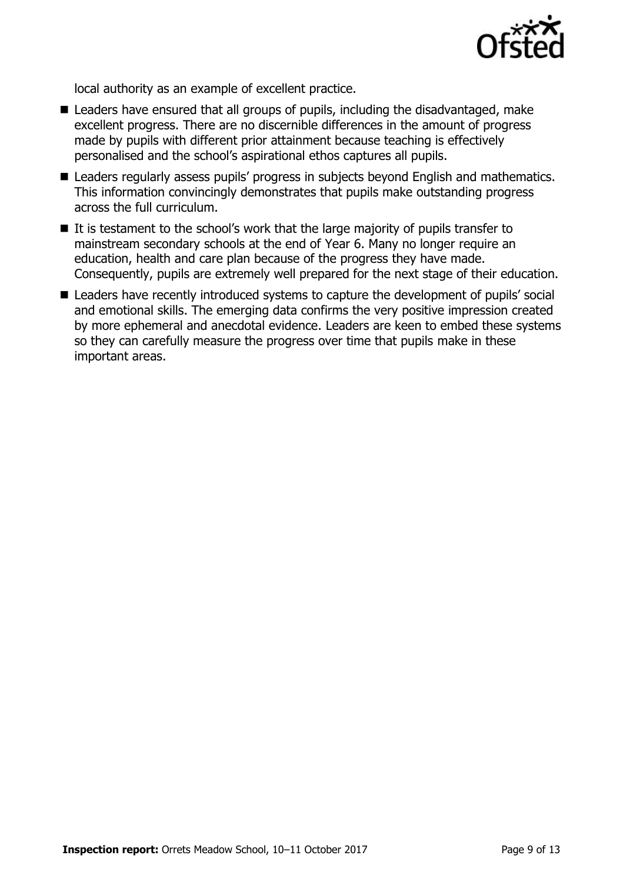local authority as an example of excellent practice.

- Leaders have ensured that all groups of pupils, including the disadvantaged, make excellent progress. There are no discernible differences in the amount of progress made by pupils with different prior attainment because teaching is effectively personalised and the school's aspirational ethos captures all pupils.
- Leaders regularly assess pupils' progress in subjects beyond English and mathematics. This information convincingly demonstrates that pupils make outstanding progress across the full curriculum.
- It is testament to the school's work that the large majority of pupils transfer to mainstream secondary schools at the end of Year 6. Many no longer require an education, health and care plan because of the progress they have made. Consequently, pupils are extremely well prepared for the next stage of their education.
- Leaders have recently introduced systems to capture the development of pupils' social and emotional skills. The emerging data confirms the very positive impression created by more ephemeral and anecdotal evidence. Leaders are keen to embed these systems so they can carefully measure the progress over time that pupils make in these important areas.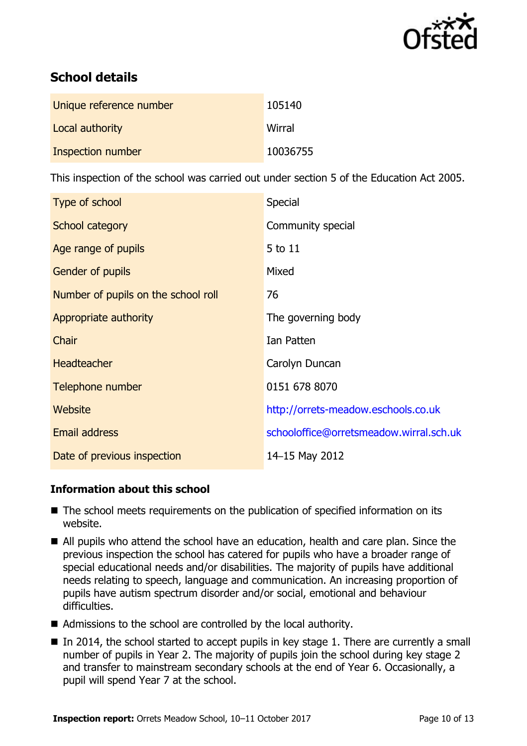## School details

| Unique reference number | 105140 |
| --- | --- |
| Local authority | Wirral |
| Inspection number | 10036755 |

This inspection of the school was carried out under section 5 of the Education Act 2005.

| Type of school | Special |
| --- | --- |
| School category | Community special |
| Age range of pupils | 5 to 11 |
| Gender of pupils | Mixed |
| Number of pupils on the school roll | 76 |
| Appropriate authority | The governing body |
| Chair | Ian Patten |
| Headteacher | Carolyn Duncan |
| Telephone number | 0151 678 8070 |
| Website | http://orrets-meadow.eschools.co.uk |
| Email address | schooloffice@orretsmeadow.wirral.sch.uk |
| Date of previous inspection | 14–15 May 2012 |

### Information about this school

- The school meets requirements on the publication of specified information on its website.
- All pupils who attend the school have an education, health and care plan. Since the previous inspection the school has catered for pupils who have a broader range of special educational needs and/or disabilities. The majority of pupils have additional needs relating to speech, language and communication. An increasing proportion of pupils have autism spectrum disorder and/or social, emotional and behaviour difficulties.
- Admissions to the school are controlled by the local authority.
- In 2014, the school started to accept pupils in key stage 1. There are currently a small number of pupils in Year 2. The majority of pupils join the school during key stage 2 and transfer to mainstream secondary schools at the end of Year 6. Occasionally, a pupil will spend Year 7 at the school.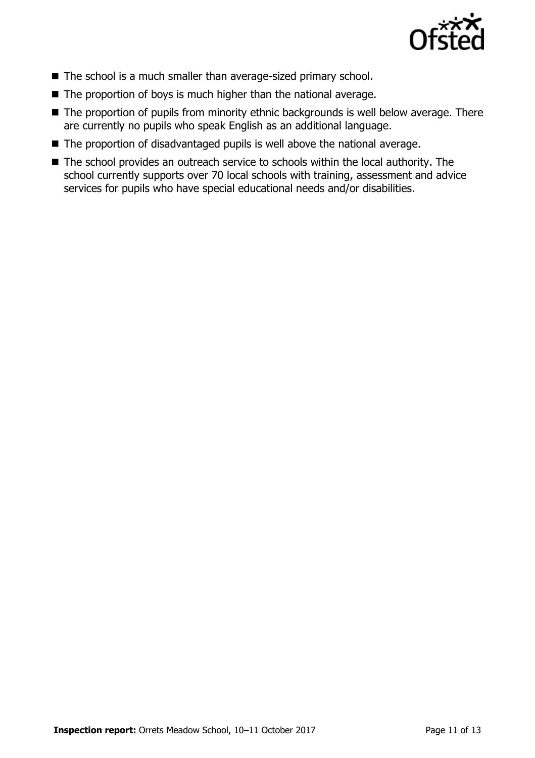- The school is a much smaller than average-sized primary school.
- The proportion of boys is much higher than the national average.
- The proportion of pupils from minority ethnic backgrounds is well below average. There are currently no pupils who speak English as an additional language.
- The proportion of disadvantaged pupils is well above the national average.
- The school provides an outreach service to schools within the local authority. The school currently supports over 70 local schools with training, assessment and advice services for pupils who have special educational needs and/or disabilities.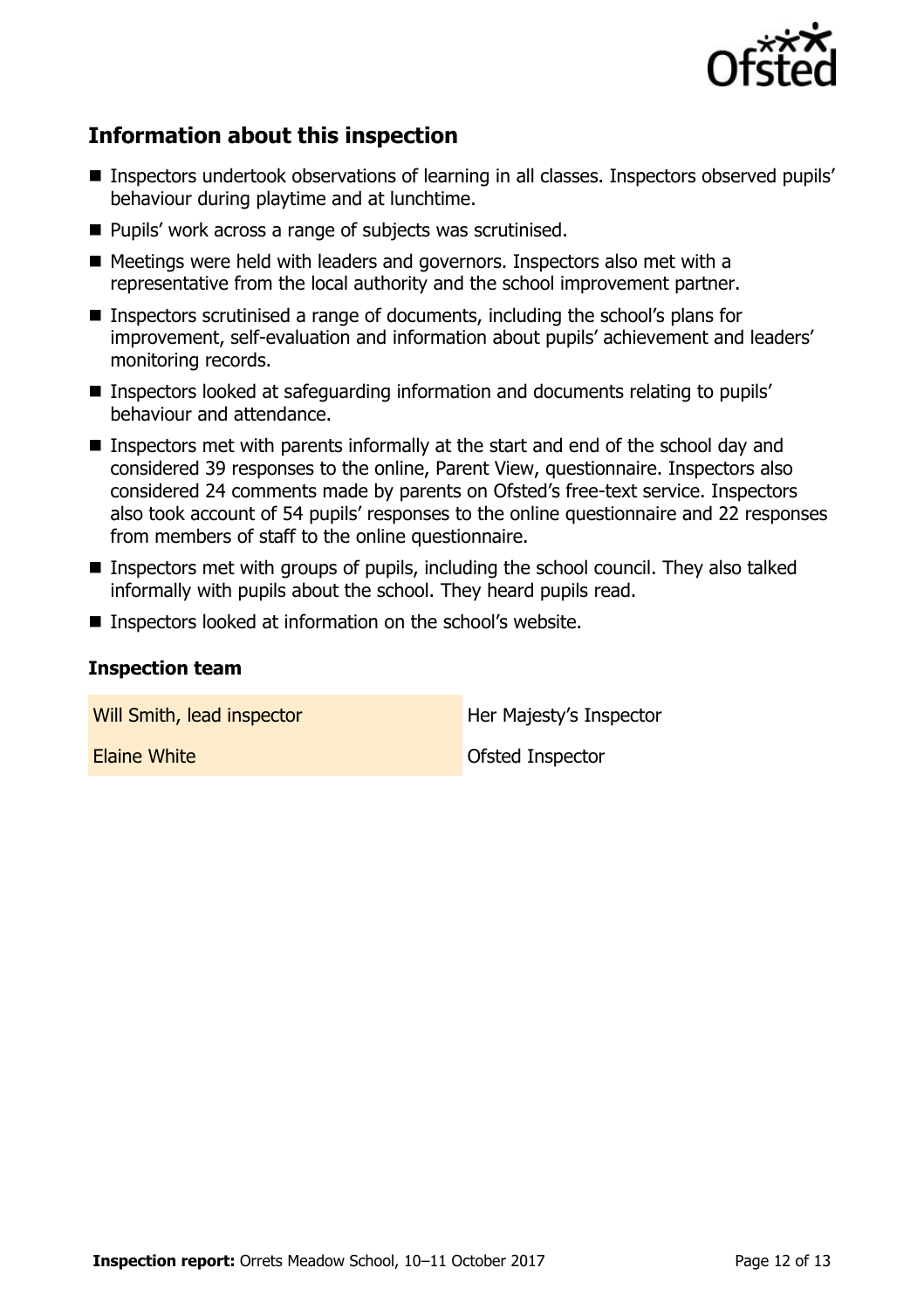## Information about this inspection

- Inspectors undertook observations of learning in all classes. Inspectors observed pupils' behaviour during playtime and at lunchtime.
- Pupils' work across a range of subjects was scrutinised.
- Meetings were held with leaders and governors. Inspectors also met with a representative from the local authority and the school improvement partner.
- Inspectors scrutinised a range of documents, including the school's plans for improvement, self-evaluation and information about pupils' achievement and leaders' monitoring records.
- Inspectors looked at safeguarding information and documents relating to pupils' behaviour and attendance.
- Inspectors met with parents informally at the start and end of the school day and considered 39 responses to the online, Parent View, questionnaire. Inspectors also considered 24 comments made by parents on Ofsted's free-text service. Inspectors also took account of 54 pupils' responses to the online questionnaire and 22 responses from members of staff to the online questionnaire.
- Inspectors met with groups of pupils, including the school council. They also talked informally with pupils about the school. They heard pupils read.
- Inspectors looked at information on the school's website.

### Inspection team

| | |
|---|---|
| Will Smith, lead inspector | Her Majesty's Inspector |
| Elaine White | Ofsted Inspector |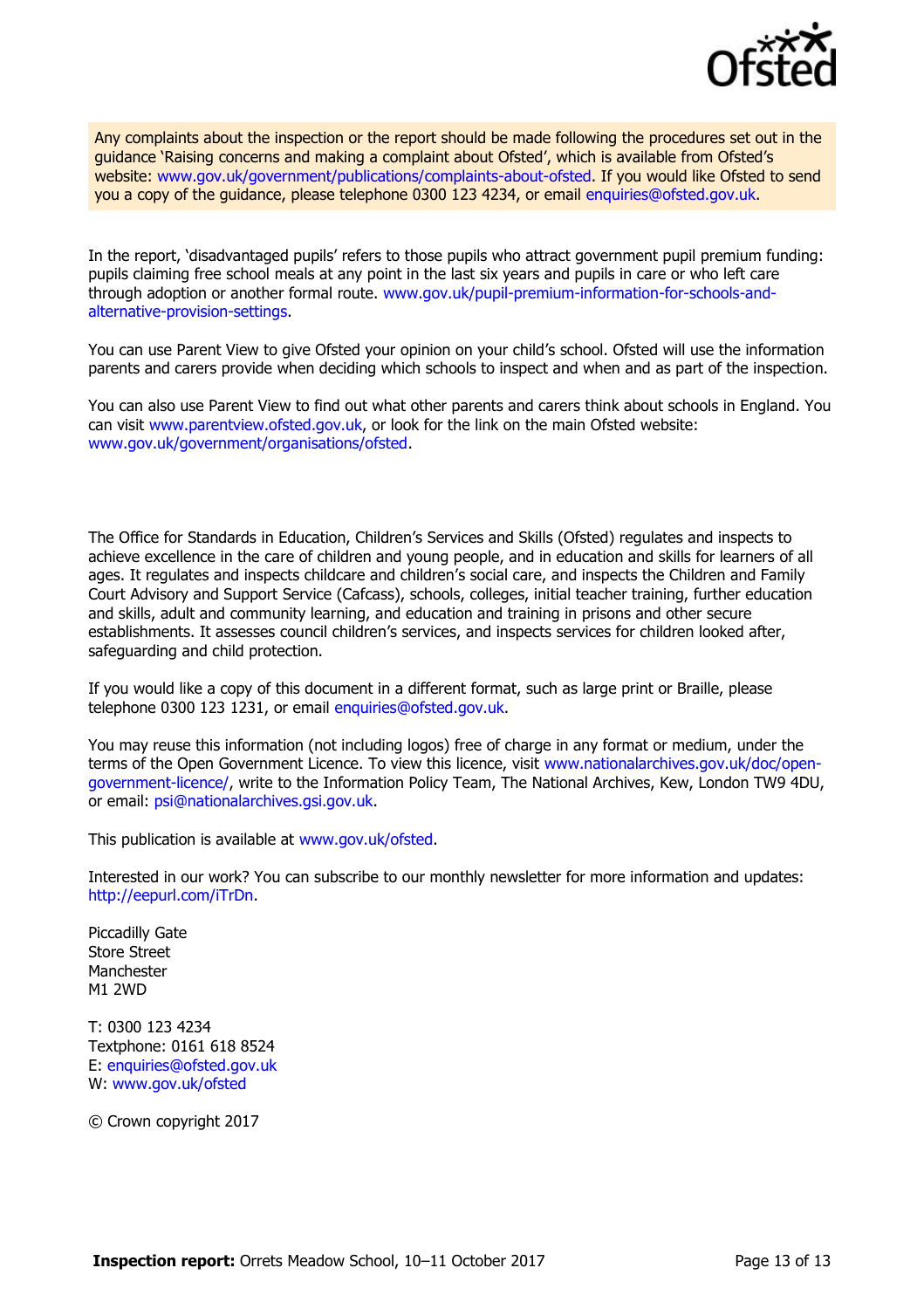Any complaints about the inspection or the report should be made following the procedures set out in the guidance 'Raising concerns and making a complaint about Ofsted', which is available from Ofsted's website: www.gov.uk/government/publications/complaints-about-ofsted. If you would like Ofsted to send you a copy of the guidance, please telephone 0300 123 4234, or email enquiries@ofsted.gov.uk.

In the report, 'disadvantaged pupils' refers to those pupils who attract government pupil premium funding: pupils claiming free school meals at any point in the last six years and pupils in care or who left care through adoption or another formal route. www.gov.uk/pupil-premium-information-for-schools-and-alternative-provision-settings.

You can use Parent View to give Ofsted your opinion on your child's school. Ofsted will use the information parents and carers provide when deciding which schools to inspect and when and as part of the inspection.

You can also use Parent View to find out what other parents and carers think about schools in England. You can visit www.parentview.ofsted.gov.uk, or look for the link on the main Ofsted website: www.gov.uk/government/organisations/ofsted.

The Office for Standards in Education, Children's Services and Skills (Ofsted) regulates and inspects to achieve excellence in the care of children and young people, and in education and skills for learners of all ages. It regulates and inspects childcare and children's social care, and inspects the Children and Family Court Advisory and Support Service (Cafcass), schools, colleges, initial teacher training, further education and skills, adult and community learning, and education and training in prisons and other secure establishments. It assesses council children's services, and inspects services for children looked after, safeguarding and child protection.

If you would like a copy of this document in a different format, such as large print or Braille, please telephone 0300 123 1231, or email enquiries@ofsted.gov.uk.

You may reuse this information (not including logos) free of charge in any format or medium, under the terms of the Open Government Licence. To view this licence, visit www.nationalarchives.gov.uk/doc/open-government-licence/, write to the Information Policy Team, The National Archives, Kew, London TW9 4DU, or email: psi@nationalarchives.gsi.gov.uk.

This publication is available at www.gov.uk/ofsted.

Interested in our work? You can subscribe to our monthly newsletter for more information and updates: http://eepurl.com/iTrDn.

Piccadilly Gate
Store Street
Manchester
M1 2WD

T: 0300 123 4234
Textphone: 0161 618 8524
E: enquiries@ofsted.gov.uk
W: www.gov.uk/ofsted

© Crown copyright 2017